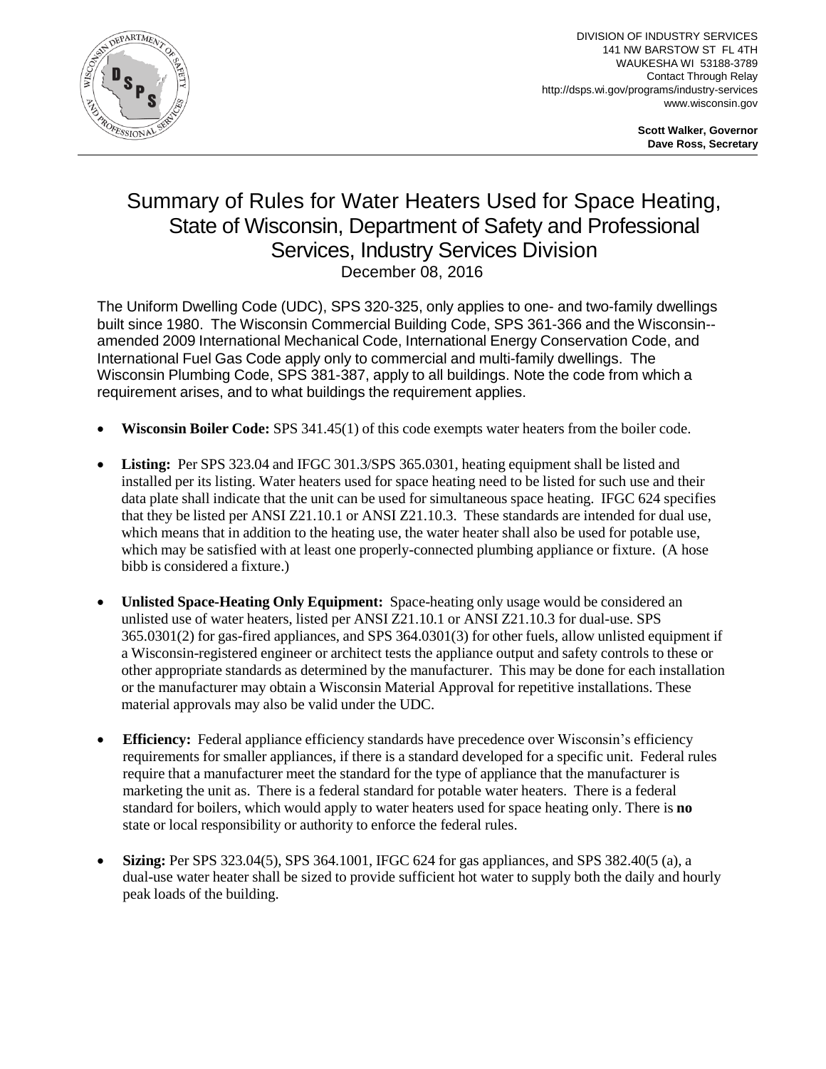DIVISION OF INDUSTRY SERVICES
141 NW BARSTOW ST FL 4TH
WAUKESHA WI 53188-3789
Contact Through Relay
http://dsps.wi.gov/programs/industry-services
www.wisconsin.gov

**Scott Walker, Governor**
**Dave Ross, Secretary**

# Summary of Rules for Water Heaters Used for Space Heating, State of Wisconsin, Department of Safety and Professional Services, Industry Services Division

December 08, 2016

The Uniform Dwelling Code (UDC), SPS 320-325, only applies to one- and two-family dwellings built since 1980. The Wisconsin Commercial Building Code, SPS 361-366 and the Wisconsin--amended 2009 International Mechanical Code, International Energy Conservation Code, and International Fuel Gas Code apply only to commercial and multi-family dwellings. The Wisconsin Plumbing Code, SPS 381-387, apply to all buildings. Note the code from which a requirement arises, and to what buildings the requirement applies.

- **Wisconsin Boiler Code:** SPS 341.45(1) of this code exempts water heaters from the boiler code.
- **Listing:** Per SPS 323.04 and IFGC 301.3/SPS 365.0301, heating equipment shall be listed and installed per its listing. Water heaters used for space heating need to be listed for such use and their data plate shall indicate that the unit can be used for simultaneous space heating. IFGC 624 specifies that they be listed per ANSI Z21.10.1 or ANSI Z21.10.3. These standards are intended for dual use, which means that in addition to the heating use, the water heater shall also be used for potable use, which may be satisfied with at least one properly-connected plumbing appliance or fixture. (A hose bibb is considered a fixture.)
- **Unlisted Space-Heating Only Equipment:** Space-heating only usage would be considered an unlisted use of water heaters, listed per ANSI Z21.10.1 or ANSI Z21.10.3 for dual-use. SPS 365.0301(2) for gas-fired appliances, and SPS 364.0301(3) for other fuels, allow unlisted equipment if a Wisconsin-registered engineer or architect tests the appliance output and safety controls to these or other appropriate standards as determined by the manufacturer. This may be done for each installation or the manufacturer may obtain a Wisconsin Material Approval for repetitive installations. These material approvals may also be valid under the UDC.
- **Efficiency:** Federal appliance efficiency standards have precedence over Wisconsin's efficiency requirements for smaller appliances, if there is a standard developed for a specific unit. Federal rules require that a manufacturer meet the standard for the type of appliance that the manufacturer is marketing the unit as. There is a federal standard for potable water heaters. There is a federal standard for boilers, which would apply to water heaters used for space heating only. There is **no** state or local responsibility or authority to enforce the federal rules.
- **Sizing:** Per SPS 323.04(5), SPS 364.1001, IFGC 624 for gas appliances, and SPS 382.40(5 (a), a dual-use water heater shall be sized to provide sufficient hot water to supply both the daily and hourly peak loads of the building.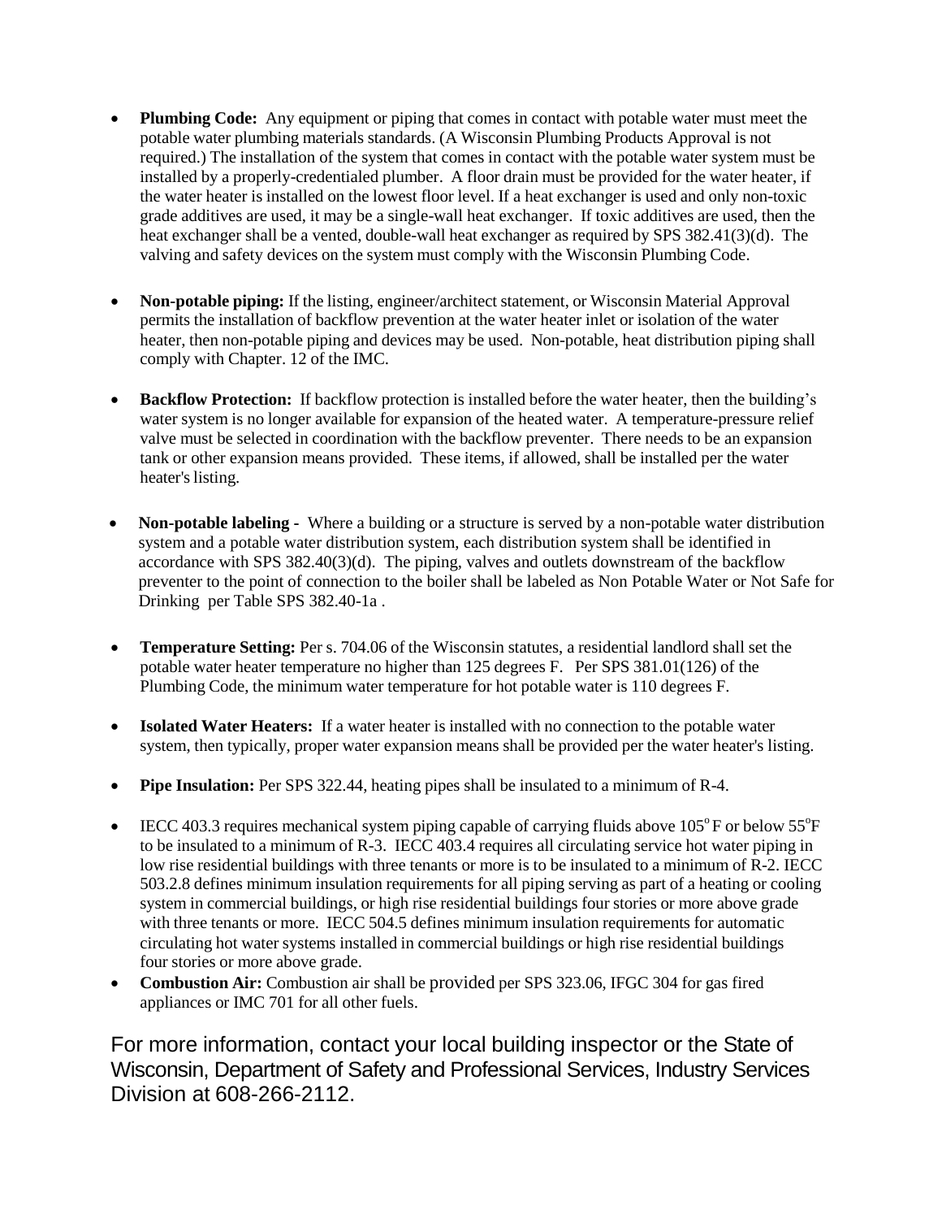- **Plumbing Code:** Any equipment or piping that comes in contact with potable water must meet the potable water plumbing materials standards. (A Wisconsin Plumbing Products Approval is not required.) The installation of the system that comes in contact with the potable water system must be installed by a properly-credentialed plumber. A floor drain must be provided for the water heater, if the water heater is installed on the lowest floor level. If a heat exchanger is used and only non-toxic grade additives are used, it may be a single-wall heat exchanger. If toxic additives are used, then the heat exchanger shall be a vented, double-wall heat exchanger as required by SPS 382.41(3)(d). The valving and safety devices on the system must comply with the Wisconsin Plumbing Code.

- **Non-potable piping:** If the listing, engineer/architect statement, or Wisconsin Material Approval permits the installation of backflow prevention at the water heater inlet or isolation of the water heater, then non-potable piping and devices may be used. Non-potable, heat distribution piping shall comply with Chapter. 12 of the IMC.

- **Backflow Protection:** If backflow protection is installed before the water heater, then the building's water system is no longer available for expansion of the heated water. A temperature-pressure relief valve must be selected in coordination with the backflow preventer. There needs to be an expansion tank or other expansion means provided. These items, if allowed, shall be installed per the water heater's listing.

- **Non-potable labeling** - Where a building or a structure is served by a non-potable water distribution system and a potable water distribution system, each distribution system shall be identified in accordance with SPS 382.40(3)(d). The piping, valves and outlets downstream of the backflow preventer to the point of connection to the boiler shall be labeled as Non Potable Water or Not Safe for Drinking per Table SPS 382.40-1a .

- **Temperature Setting:** Per s. 704.06 of the Wisconsin statutes, a residential landlord shall set the potable water heater temperature no higher than 125 degrees F. Per SPS 381.01(126) of the Plumbing Code, the minimum water temperature for hot potable water is 110 degrees F.

- **Isolated Water Heaters:** If a water heater is installed with no connection to the potable water system, then typically, proper water expansion means shall be provided per the water heater's listing.

- **Pipe Insulation:** Per SPS 322.44, heating pipes shall be insulated to a minimum of R-4.

- IECC 403.3 requires mechanical system piping capable of carrying fluids above 105°F or below 55°F to be insulated to a minimum of R-3. IECC 403.4 requires all circulating service hot water piping in low rise residential buildings with three tenants or more is to be insulated to a minimum of R-2. IECC 503.2.8 defines minimum insulation requirements for all piping serving as part of a heating or cooling system in commercial buildings, or high rise residential buildings four stories or more above grade with three tenants or more. IECC 504.5 defines minimum insulation requirements for automatic circulating hot water systems installed in commercial buildings or high rise residential buildings four stories or more above grade.
- **Combustion Air:** Combustion air shall be provided per SPS 323.06, IFGC 304 for gas fired appliances or IMC 701 for all other fuels.

For more information, contact your local building inspector or the State of Wisconsin, Department of Safety and Professional Services, Industry Services Division at 608-266-2112.